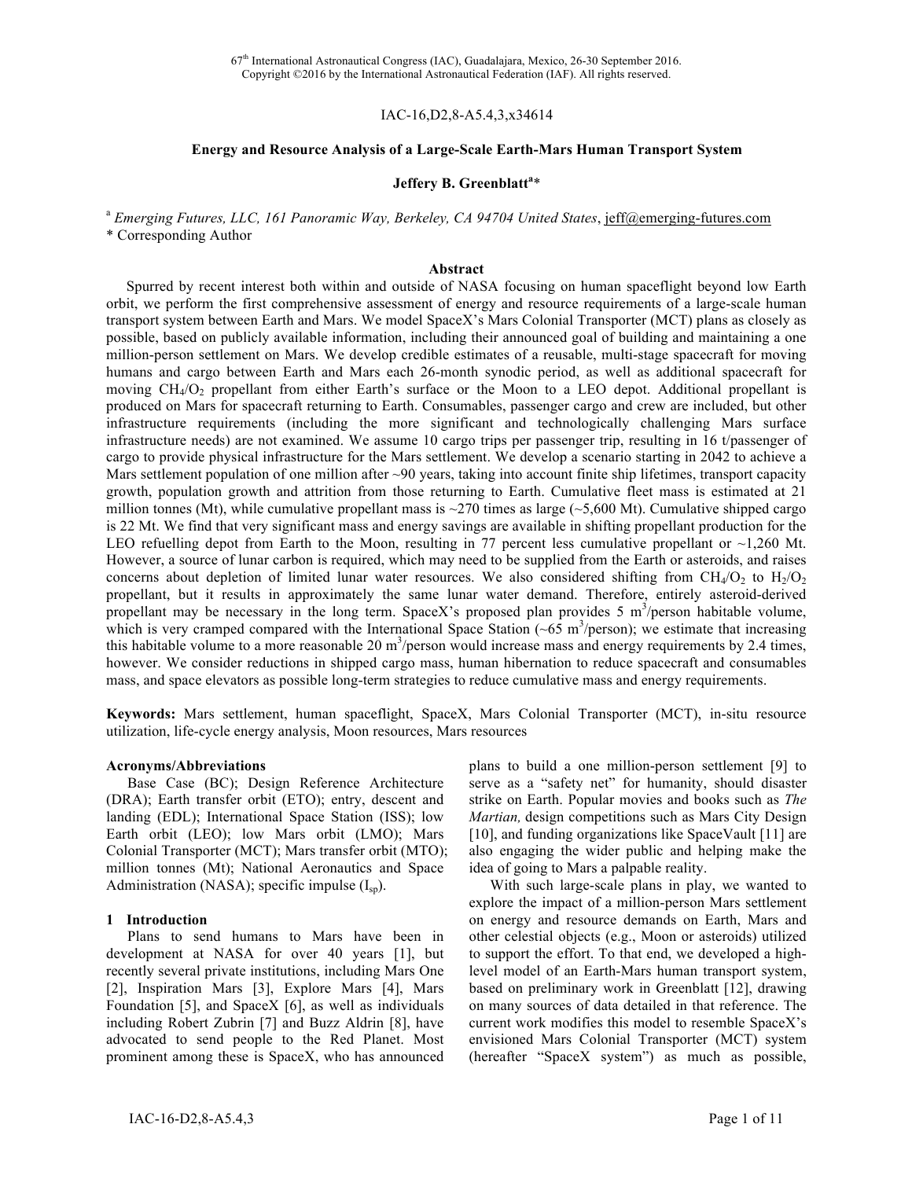67th International Astronautical Congress (IAC), Guadalajara, Mexico, 26-30 September 2016.
Copyright ©2016 by the International Astronautical Federation (IAF). All rights reserved.

IAC-16,D2,8-A5.4,3,x34614

# Energy and Resource Analysis of a Large-Scale Earth-Mars Human Transport System

**Jeffery B. Greenblatt[a]***

[a] *Emerging Futures, LLC, 161 Panoramic Way, Berkeley, CA 94704 United States*, jeff@emerging-futures.com
\* Corresponding Author

## Abstract

Spurred by recent interest both within and outside of NASA focusing on human spaceflight beyond low Earth orbit, we perform the first comprehensive assessment of energy and resource requirements of a large-scale human transport system between Earth and Mars. We model SpaceX's Mars Colonial Transporter (MCT) plans as closely as possible, based on publicly available information, including their announced goal of building and maintaining a one million-person settlement on Mars. We develop credible estimates of a reusable, multi-stage spacecraft for moving humans and cargo between Earth and Mars each 26-month synodic period, as well as additional spacecraft for moving $CH_4/O_2$ propellant from either Earth's surface or the Moon to a LEO depot. Additional propellant is produced on Mars for spacecraft returning to Earth. Consumables, passenger cargo and crew are included, but other infrastructure requirements (including the more significant and technologically challenging Mars surface infrastructure needs) are not examined. We assume 10 cargo trips per passenger trip, resulting in 16 t/passenger of cargo to provide physical infrastructure for the Mars settlement. We develop a scenario starting in 2042 to achieve a Mars settlement population of one million after ~90 years, taking into account finite ship lifetimes, transport capacity growth, population growth and attrition from those returning to Earth. Cumulative fleet mass is estimated at 21 million tonnes (Mt), while cumulative propellant mass is ~270 times as large (~5,600 Mt). Cumulative shipped cargo is 22 Mt. We find that very significant mass and energy savings are available in shifting propellant production for the LEO refuelling depot from Earth to the Moon, resulting in 77 percent less cumulative propellant or ~1,260 Mt. However, a source of lunar carbon is required, which may need to be supplied from the Earth or asteroids, and raises concerns about depletion of limited lunar water resources. We also considered shifting from $CH_4/O_2$ to $H_2/O_2$ propellant, but it results in approximately the same lunar water demand. Therefore, entirely asteroid-derived propellant may be necessary in the long term. SpaceX's proposed plan provides 5 $m^3$/person habitable volume, which is very cramped compared with the International Space Station (~65 $m^3$/person); we estimate that increasing this habitable volume to a more reasonable 20 $m^3$/person would increase mass and energy requirements by 2.4 times, however. We consider reductions in shipped cargo mass, human hibernation to reduce spacecraft and consumables mass, and space elevators as possible long-term strategies to reduce cumulative mass and energy requirements.

**Keywords:** Mars settlement, human spaceflight, SpaceX, Mars Colonial Transporter (MCT), in-situ resource utilization, life-cycle energy analysis, Moon resources, Mars resources

### Acronyms/Abbreviations

Base Case (BC); Design Reference Architecture (DRA); Earth transfer orbit (ETO); entry, descent and landing (EDL); International Space Station (ISS); low Earth orbit (LEO); low Mars orbit (LMO); Mars Colonial Transporter (MCT); Mars transfer orbit (MTO); million tonnes (Mt); National Aeronautics and Space Administration (NASA); specific impulse ($I_{sp}$).

## 1 Introduction

Plans to send humans to Mars have been in development at NASA for over 40 years [1], but recently several private institutions, including Mars One [2], Inspiration Mars [3], Explore Mars [4], Mars Foundation [5], and SpaceX [6], as well as individuals including Robert Zubrin [7] and Buzz Aldrin [8], have advocated to send people to the Red Planet. Most prominent among these is SpaceX, who has announced plans to build a one million-person settlement [9] to serve as a "safety net" for humanity, should disaster strike on Earth. Popular movies and books such as *The Martian,* design competitions such as Mars City Design [10], and funding organizations like SpaceVault [11] are also engaging the wider public and helping make the idea of going to Mars a palpable reality.

With such large-scale plans in play, we wanted to explore the impact of a million-person Mars settlement on energy and resource demands on Earth, Mars and other celestial objects (e.g., Moon or asteroids) utilized to support the effort. To that end, we developed a high-level model of an Earth-Mars human transport system, based on preliminary work in Greenblatt [12], drawing on many sources of data detailed in that reference. The current work modifies this model to resemble SpaceX's envisioned Mars Colonial Transporter (MCT) system (hereafter "SpaceX system") as much as possible,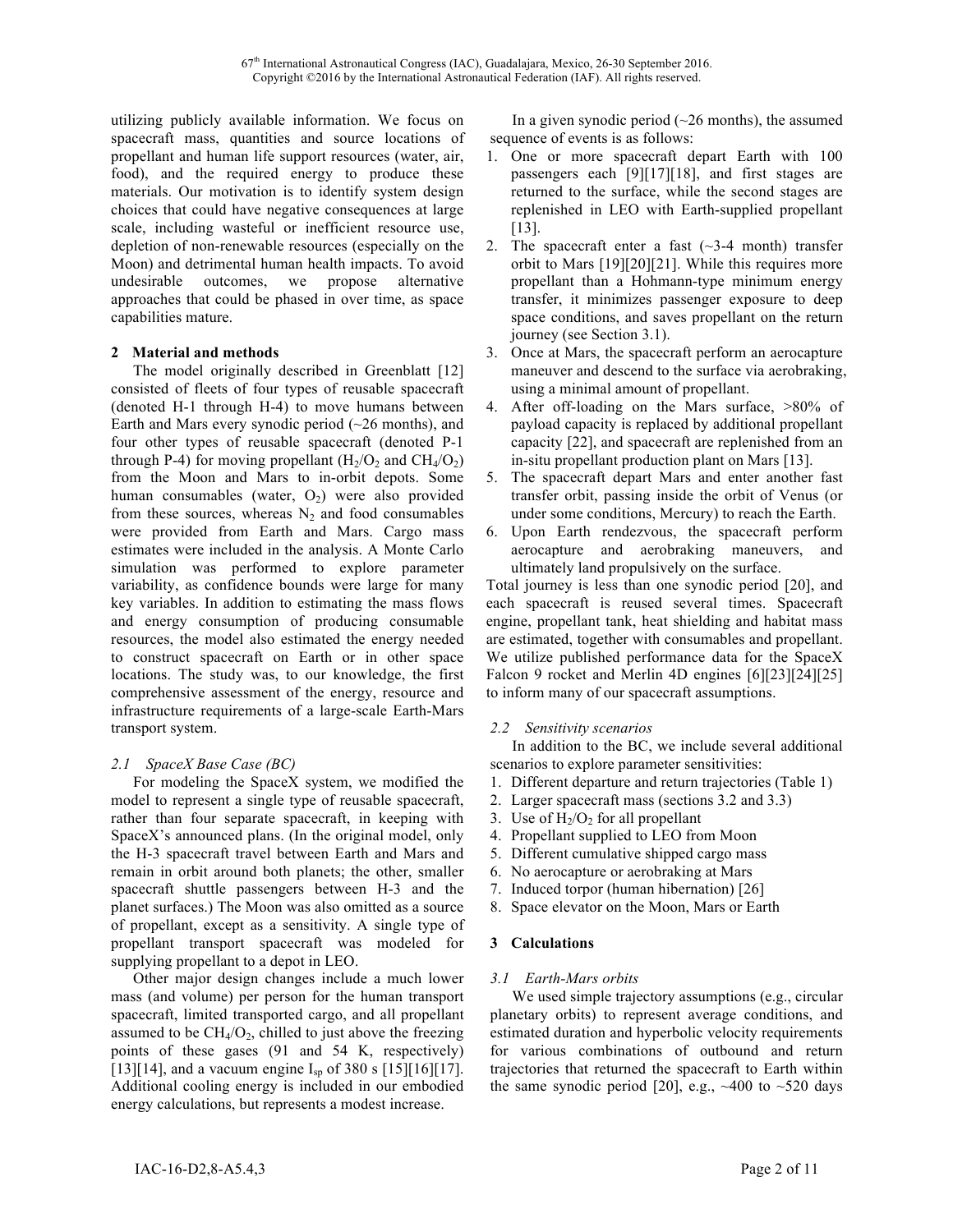utilizing publicly available information. We focus on spacecraft mass, quantities and source locations of propellant and human life support resources (water, air, food), and the required energy to produce these materials. Our motivation is to identify system design choices that could have negative consequences at large scale, including wasteful or inefficient resource use, depletion of non-renewable resources (especially on the Moon) and detrimental human health impacts. To avoid undesirable outcomes, we propose alternative approaches that could be phased in over time, as space capabilities mature.

## 2 Material and methods

The model originally described in Greenblatt [12] consisted of fleets of four types of reusable spacecraft (denoted H-1 through H-4) to move humans between Earth and Mars every synodic period (~26 months), and four other types of reusable spacecraft (denoted P-1 through P-4) for moving propellant ($H_2/O_2$ and $CH_4/O_2$) from the Moon and Mars to in-orbit depots. Some human consumables (water, $O_2$) were also provided from these sources, whereas $N_2$ and food consumables were provided from Earth and Mars. Cargo mass estimates were included in the analysis. A Monte Carlo simulation was performed to explore parameter variability, as confidence bounds were large for many key variables. In addition to estimating the mass flows and energy consumption of producing consumable resources, the model also estimated the energy needed to construct spacecraft on Earth or in other space locations. The study was, to our knowledge, the first comprehensive assessment of the energy, resource and infrastructure requirements of a large-scale Earth-Mars transport system.

### *2.1 SpaceX Base Case (BC)*

For modeling the SpaceX system, we modified the model to represent a single type of reusable spacecraft, rather than four separate spacecraft, in keeping with SpaceX's announced plans. (In the original model, only the H-3 spacecraft travel between Earth and Mars and remain in orbit around both planets; the other, smaller spacecraft shuttle passengers between H-3 and the planet surfaces.) The Moon was also omitted as a source of propellant, except as a sensitivity. A single type of propellant transport spacecraft was modeled for supplying propellant to a depot in LEO.

Other major design changes include a much lower mass (and volume) per person for the human transport spacecraft, limited transported cargo, and all propellant assumed to be $CH_4/O_2$, chilled to just above the freezing points of these gases (91 and 54 K, respectively) [13][14], and a vacuum engine $I_{sp}$ of 380 s [15][16][17]. Additional cooling energy is included in our embodied energy calculations, but represents a modest increase.

In a given synodic period (~26 months), the assumed sequence of events is as follows:

1. One or more spacecraft depart Earth with 100 passengers each [9][17][18], and first stages are returned to the surface, while the second stages are replenished in LEO with Earth-supplied propellant [13].
2. The spacecraft enter a fast (~3-4 month) transfer orbit to Mars [19][20][21]. While this requires more propellant than a Hohmann-type minimum energy transfer, it minimizes passenger exposure to deep space conditions, and saves propellant on the return journey (see Section 3.1).
3. Once at Mars, the spacecraft perform an aerocapture maneuver and descend to the surface via aerobraking, using a minimal amount of propellant.
4. After off-loading on the Mars surface, >80% of payload capacity is replaced by additional propellant capacity [22], and spacecraft are replenished from an in-situ propellant production plant on Mars [13].
5. The spacecraft depart Mars and enter another fast transfer orbit, passing inside the orbit of Venus (or under some conditions, Mercury) to reach the Earth.
6. Upon Earth rendezvous, the spacecraft perform aerocapture and aerobraking maneuvers, and ultimately land propulsively on the surface.

Total journey is less than one synodic period [20], and each spacecraft is reused several times. Spacecraft engine, propellant tank, heat shielding and habitat mass are estimated, together with consumables and propellant. We utilize published performance data for the SpaceX Falcon 9 rocket and Merlin 4D engines [6][23][24][25] to inform many of our spacecraft assumptions.

### *2.2 Sensitivity scenarios*

In addition to the BC, we include several additional scenarios to explore parameter sensitivities:

1. Different departure and return trajectories (Table 1)
2. Larger spacecraft mass (sections 3.2 and 3.3)
3. Use of $H_2/O_2$ for all propellant
4. Propellant supplied to LEO from Moon
5. Different cumulative shipped cargo mass
6. No aerocapture or aerobraking at Mars
7. Induced torpor (human hibernation) [26]
8. Space elevator on the Moon, Mars or Earth

## 3 Calculations

### *3.1 Earth-Mars orbits*

We used simple trajectory assumptions (e.g., circular planetary orbits) to represent average conditions, and estimated duration and hyperbolic velocity requirements for various combinations of outbound and return trajectories that returned the spacecraft to Earth within the same synodic period [20], e.g., ~400 to ~520 days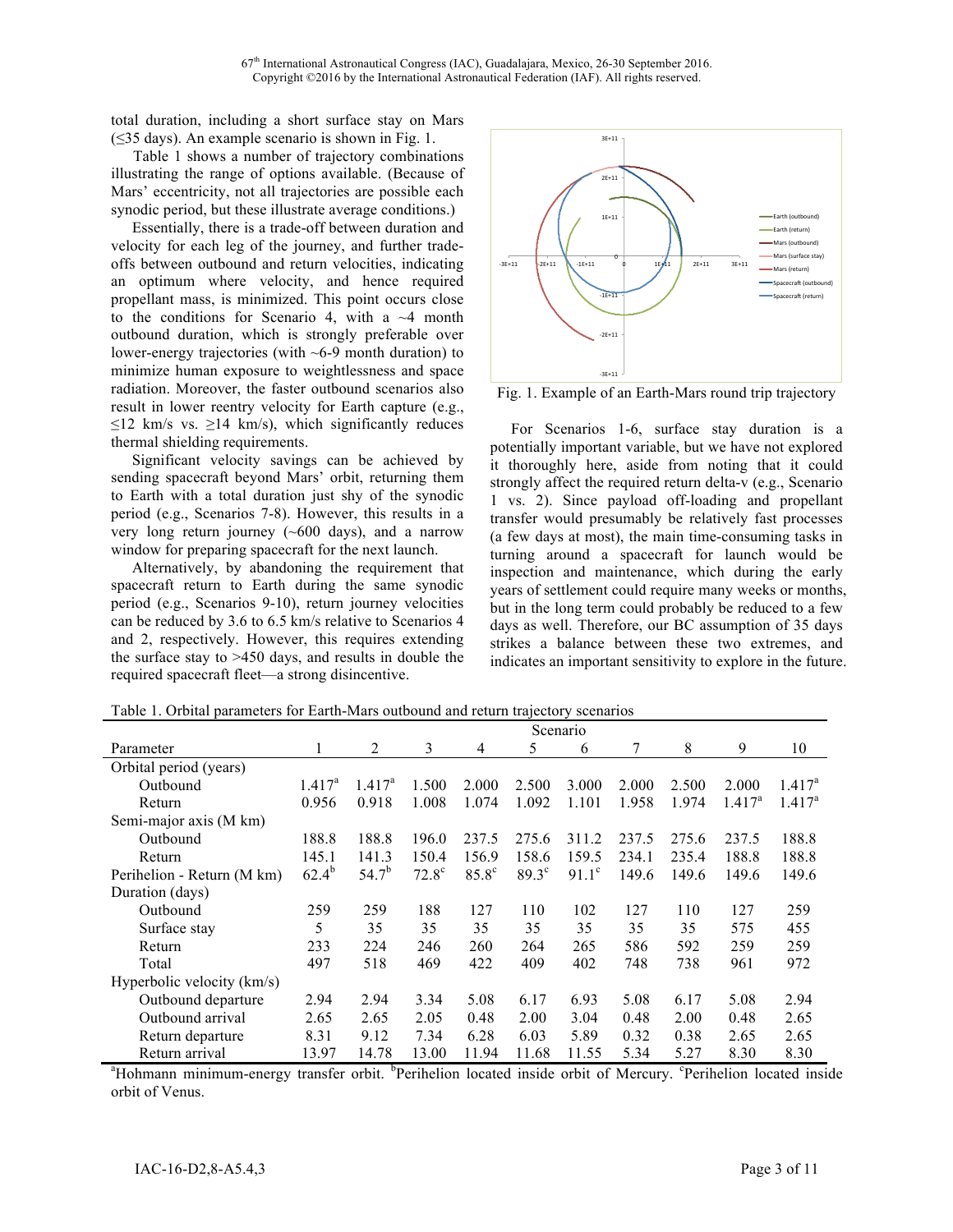total duration, including a short surface stay on Mars (≤35 days). An example scenario is shown in Fig. 1.

Table 1 shows a number of trajectory combinations illustrating the range of options available. (Because of Mars' eccentricity, not all trajectories are possible each synodic period, but these illustrate average conditions.)

Essentially, there is a trade-off between duration and velocity for each leg of the journey, and further trade-offs between outbound and return velocities, indicating an optimum where velocity, and hence required propellant mass, is minimized. This point occurs close to the conditions for Scenario 4, with a ~4 month outbound duration, which is strongly preferable over lower-energy trajectories (with ~6-9 month duration) to minimize human exposure to weightlessness and space radiation. Moreover, the faster outbound scenarios also result in lower reentry velocity for Earth capture (e.g., ≤12 km/s vs. ≥14 km/s), which significantly reduces thermal shielding requirements.

Significant velocity savings can be achieved by sending spacecraft beyond Mars' orbit, returning them to Earth with a total duration just shy of the synodic period (e.g., Scenarios 7-8). However, this results in a very long return journey (~600 days), and a narrow window for preparing spacecraft for the next launch.

Alternatively, by abandoning the requirement that spacecraft return to Earth during the same synodic period (e.g., Scenarios 9-10), return journey velocities can be reduced by 3.6 to 6.5 km/s relative to Scenarios 4 and 2, respectively. However, this requires extending the surface stay to >450 days, and results in double the required spacecraft fleet—a strong disincentive.

Fig. 1. Example of an Earth-Mars round trip trajectory

For Scenarios 1-6, surface stay duration is a potentially important variable, but we have not explored it thoroughly here, aside from noting that it could strongly affect the required return delta-v (e.g., Scenario 1 vs. 2). Since payload off-loading and propellant transfer would presumably be relatively fast processes (a few days at most), the main time-consuming tasks in turning around a spacecraft for launch would be inspection and maintenance, which during the early years of settlement could require many weeks or months, but in the long term could probably be reduced to a few days as well. Therefore, our BC assumption of 35 days strikes a balance between these two extremes, and indicates an important sensitivity to explore in the future.

Table 1. Orbital parameters for Earth-Mars outbound and return trajectory scenarios

| | Scenario | | | | | | | | | |
|---|---|---|---|---|---|---|---|---|---|---|
| Parameter | 1 | 2 | 3 | 4 | 5 | 6 | 7 | 8 | 9 | 10 |
| Orbital period (years) | | | | | | | | | | |
| Outbound | 1.417[a] | 1.417[a] | 1.500 | 2.000 | 2.500 | 3.000 | 2.000 | 2.500 | 2.000 | 1.417[a] |
| Return | 0.956 | 0.918 | 1.008 | 1.074 | 1.092 | 1.101 | 1.958 | 1.974 | 1.417[a] | 1.417[a] |
| Semi-major axis (M km) | | | | | | | | | | |
| Outbound | 188.8 | 188.8 | 196.0 | 237.5 | 275.6 | 311.2 | 237.5 | 275.6 | 237.5 | 188.8 |
| Return | 145.1 | 141.3 | 150.4 | 156.9 | 158.6 | 159.5 | 234.1 | 235.4 | 188.8 | 188.8 |
| Perihelion - Return (M km) | 62.4[b] | 54.7[b] | 72.8[c] | 85.8[c] | 89.3[c] | 91.1[c] | 149.6 | 149.6 | 149.6 | 149.6 |
| Duration (days) | | | | | | | | | | |
| Outbound | 259 | 259 | 188 | 127 | 110 | 102 | 127 | 110 | 127 | 259 |
| Surface stay | 5 | 35 | 35 | 35 | 35 | 35 | 35 | 35 | 575 | 455 |
| Return | 233 | 224 | 246 | 260 | 264 | 265 | 586 | 592 | 259 | 259 |
| Total | 497 | 518 | 469 | 422 | 409 | 402 | 748 | 738 | 961 | 972 |
| Hyperbolic velocity (km/s) | | | | | | | | | | |
| Outbound departure | 2.94 | 2.94 | 3.34 | 5.08 | 6.17 | 6.93 | 5.08 | 6.17 | 5.08 | 2.94 |
| Outbound arrival | 2.65 | 2.65 | 2.05 | 0.48 | 2.00 | 3.04 | 0.48 | 2.00 | 0.48 | 2.65 |
| Return departure | 8.31 | 9.12 | 7.34 | 6.28 | 6.03 | 5.89 | 0.32 | 0.38 | 2.65 | 2.65 |
| Return arrival | 13.97 | 14.78 | 13.00 | 11.94 | 11.68 | 11.55 | 5.34 | 5.27 | 8.30 | 8.30 |

[a]Hohmann minimum-energy transfer orbit. [b]Perihelion located inside orbit of Mercury. [c]Perihelion located inside orbit of Venus.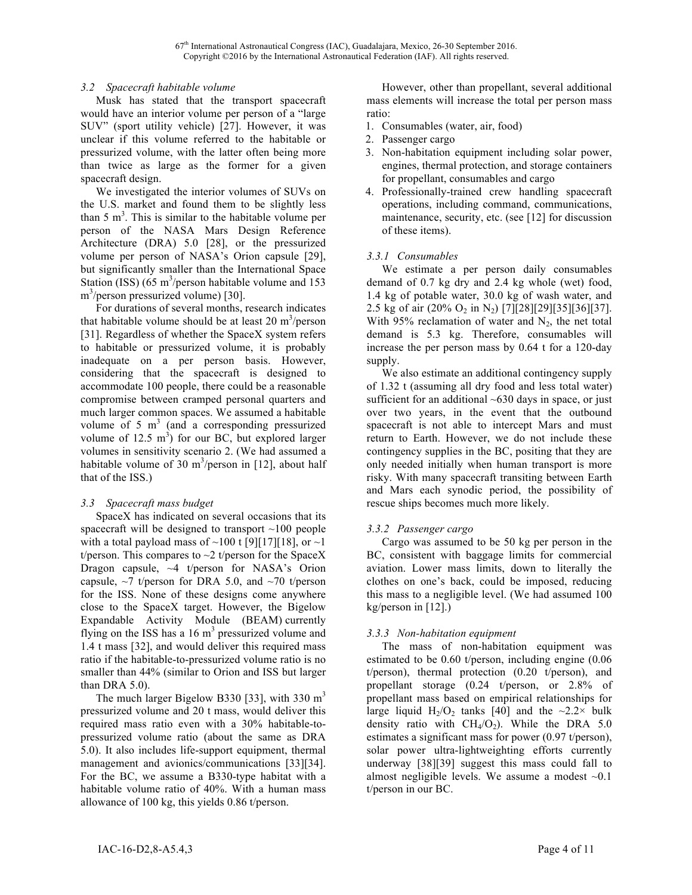### 3.2 Spacecraft habitable volume

Musk has stated that the transport spacecraft would have an interior volume per person of a "large SUV" (sport utility vehicle) [27]. However, it was unclear if this volume referred to the habitable or pressurized volume, with the latter often being more than twice as large as the former for a given spacecraft design.

We investigated the interior volumes of SUVs on the U.S. market and found them to be slightly less than 5 $m^3$. This is similar to the habitable volume per person of the NASA Mars Design Reference Architecture (DRA) 5.0 [28], or the pressurized volume per person of NASA's Orion capsule [29], but significantly smaller than the International Space Station (ISS) (65 $m^3$/person habitable volume and 153 $m^3$/person pressurized volume) [30].

For durations of several months, research indicates that habitable volume should be at least 20 $m^3$/person [31]. Regardless of whether the SpaceX system refers to habitable or pressurized volume, it is probably inadequate on a per person basis. However, considering that the spacecraft is designed to accommodate 100 people, there could be a reasonable compromise between cramped personal quarters and much larger common spaces. We assumed a habitable volume of 5 $m^3$ (and a corresponding pressurized volume of 12.5 $m^3$) for our BC, but explored larger volumes in sensitivity scenario 2. (We had assumed a habitable volume of 30 $m^3$/person in [12], about half that of the ISS.)

### 3.3 Spacecraft mass budget

SpaceX has indicated on several occasions that its spacecraft will be designed to transport ~100 people with a total payload mass of ~100 t [9][17][18], or ~1 t/person. This compares to ~2 t/person for the SpaceX Dragon capsule, ~4 t/person for NASA's Orion capsule, ~7 t/person for DRA 5.0, and ~70 t/person for the ISS. None of these designs come anywhere close to the SpaceX target. However, the Bigelow Expandable Activity Module (BEAM) currently flying on the ISS has a 16 $m^3$ pressurized volume and 1.4 t mass [32], and would deliver this required mass ratio if the habitable-to-pressurized volume ratio is no smaller than 44% (similar to Orion and ISS but larger than DRA 5.0).

The much larger Bigelow B330 [33], with 330 $m^3$ pressurized volume and 20 t mass, would deliver this required mass ratio even with a 30% habitable-to-pressurized volume ratio (about the same as DRA 5.0). It also includes life-support equipment, thermal management and avionics/communications [33][34]. For the BC, we assume a B330-type habitat with a habitable volume ratio of 40%. With a human mass allowance of 100 kg, this yields 0.86 t/person.

However, other than propellant, several additional mass elements will increase the total per person mass ratio:

1. Consumables (water, air, food)
2. Passenger cargo
3. Non-habitation equipment including solar power, engines, thermal protection, and storage containers for propellant, consumables and cargo
4. Professionally-trained crew handling spacecraft operations, including command, communications, maintenance, security, etc. (see [12] for discussion of these items).

#### 3.3.1 Consumables

We estimate a per person daily consumables demand of 0.7 kg dry and 2.4 kg whole (wet) food, 1.4 kg of potable water, 30.0 kg of wash water, and 2.5 kg of air (20% $O_2$ in $N_2$) [7][28][29][35][36][37]. With 95% reclamation of water and $N_2$, the net total demand is 5.3 kg. Therefore, consumables will increase the per person mass by 0.64 t for a 120-day supply.

We also estimate an additional contingency supply of 1.32 t (assuming all dry food and less total water) sufficient for an additional ~630 days in space, or just over two years, in the event that the outbound spacecraft is not able to intercept Mars and must return to Earth. However, we do not include these contingency supplies in the BC, positing that they are only needed initially when human transport is more risky. With many spacecraft transiting between Earth and Mars each synodic period, the possibility of rescue ships becomes much more likely.

#### 3.3.2 Passenger cargo

Cargo was assumed to be 50 kg per person in the BC, consistent with baggage limits for commercial aviation. Lower mass limits, down to literally the clothes on one's back, could be imposed, reducing this mass to a negligible level. (We had assumed 100 kg/person in [12].)

#### 3.3.3 Non-habitation equipment

The mass of non-habitation equipment was estimated to be 0.60 t/person, including engine (0.06 t/person), thermal protection (0.20 t/person), and propellant storage (0.24 t/person, or 2.8% of propellant mass based on empirical relationships for large liquid $H_2/O_2$ tanks [40] and the ~2.2× bulk density ratio with $CH_4/O_2$). While the DRA 5.0 estimates a significant mass for power (0.97 t/person), solar power ultra-lightweighting efforts currently underway [38][39] suggest this mass could fall to almost negligible levels. We assume a modest ~0.1 t/person in our BC.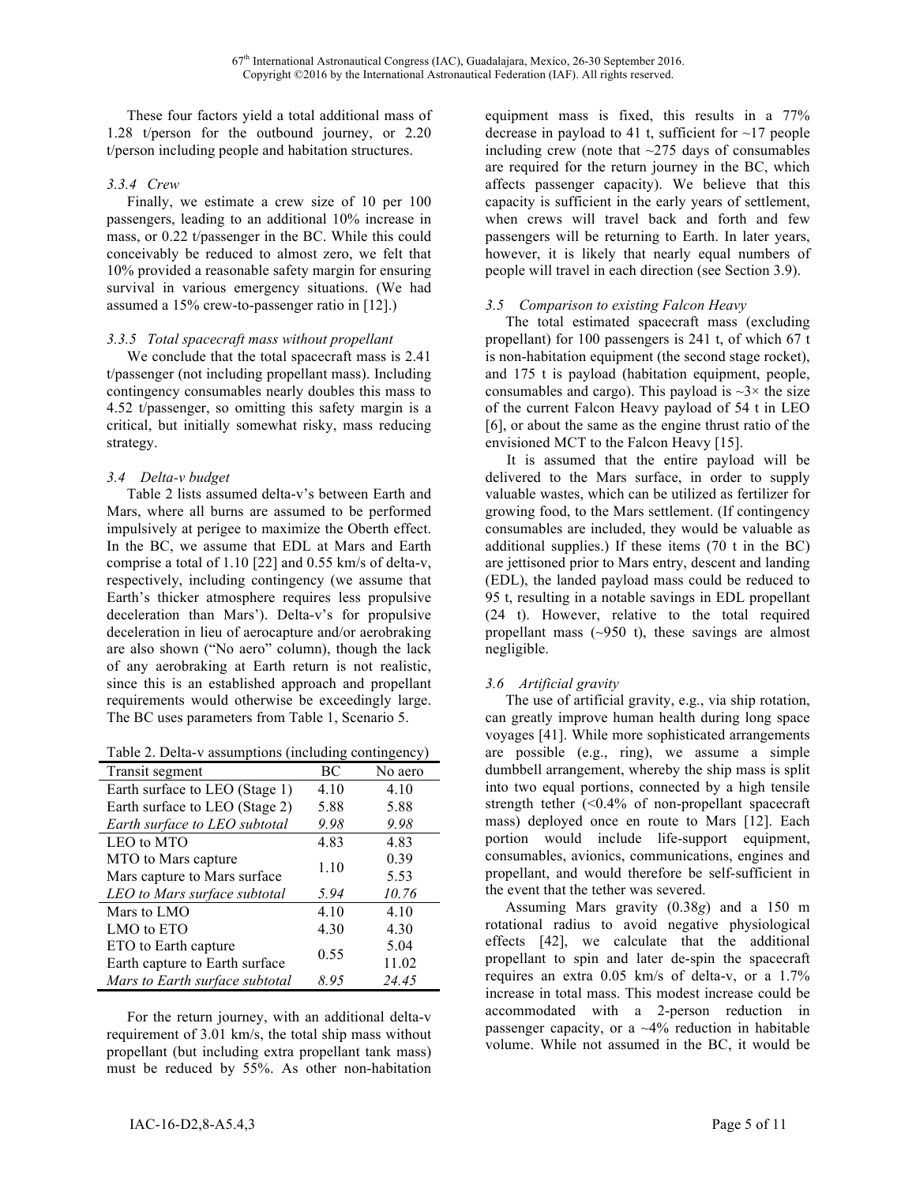These four factors yield a total additional mass of 1.28 t/person for the outbound journey, or 2.20 t/person including people and habitation structures.

#### 3.3.4 Crew

Finally, we estimate a crew size of 10 per 100 passengers, leading to an additional 10% increase in mass, or 0.22 t/passenger in the BC. While this could conceivably be reduced to almost zero, we felt that 10% provided a reasonable safety margin for ensuring survival in various emergency situations. (We had assumed a 15% crew-to-passenger ratio in [12].)

#### 3.3.5 Total spacecraft mass without propellant

We conclude that the total spacecraft mass is 2.41 t/passenger (not including propellant mass). Including contingency consumables nearly doubles this mass to 4.52 t/passenger, so omitting this safety margin is a critical, but initially somewhat risky, mass reducing strategy.

### 3.4 Delta-v budget

Table 2 lists assumed delta-v's between Earth and Mars, where all burns are assumed to be performed impulsively at perigee to maximize the Oberth effect. In the BC, we assume that EDL at Mars and Earth comprise a total of 1.10 [22] and 0.55 km/s of delta-v, respectively, including contingency (we assume that Earth's thicker atmosphere requires less propulsive deceleration than Mars'). Delta-v's for propulsive deceleration in lieu of aerocapture and/or aerobraking are also shown ("No aero" column), though the lack of any aerobraking at Earth return is not realistic, since this is an established approach and propellant requirements would otherwise be exceedingly large. The BC uses parameters from Table 1, Scenario 5.

Table 2. Delta-v assumptions (including contingency)

| Transit segment | BC | No aero |
|---|---|---|
| Earth surface to LEO (Stage 1) | 4.10 | 4.10 |
| Earth surface to LEO (Stage 2) | 5.88 | 5.88 |
| *Earth surface to LEO subtotal* | *9.98* | *9.98* |
| LEO to MTO | 4.83 | 4.83 |
| MTO to Mars capture | 1.10 | 0.39 |
| Mars capture to Mars surface | | 5.53 |
| *LEO to Mars surface subtotal* | *5.94* | *10.76* |
| Mars to LMO | 4.10 | 4.10 |
| LMO to ETO | 4.30 | 4.30 |
| ETO to Earth capture | 0.55 | 5.04 |
| Earth capture to Earth surface | | 11.02 |
| *Mars to Earth surface subtotal* | *8.95* | *24.45* |

For the return journey, with an additional delta-v requirement of 3.01 km/s, the total ship mass without propellant (but including extra propellant tank mass) must be reduced by 55%. As other non-habitation equipment mass is fixed, this results in a 77% decrease in payload to 41 t, sufficient for ~17 people including crew (note that ~275 days of consumables are required for the return journey in the BC, which affects passenger capacity). We believe that this capacity is sufficient in the early years of settlement, when crews will travel back and forth and few passengers will be returning to Earth. In later years, however, it is likely that nearly equal numbers of people will travel in each direction (see Section 3.9).

### 3.5 Comparison to existing Falcon Heavy

The total estimated spacecraft mass (excluding propellant) for 100 passengers is 241 t, of which 67 t is non-habitation equipment (the second stage rocket), and 175 t is payload (habitation equipment, people, consumables and cargo). This payload is ~3× the size of the current Falcon Heavy payload of 54 t in LEO [6], or about the same as the engine thrust ratio of the envisioned MCT to the Falcon Heavy [15].

It is assumed that the entire payload will be delivered to the Mars surface, in order to supply valuable wastes, which can be utilized as fertilizer for growing food, to the Mars settlement. (If contingency consumables are included, they would be valuable as additional supplies.) If these items (70 t in the BC) are jettisoned prior to Mars entry, descent and landing (EDL), the landed payload mass could be reduced to 95 t, resulting in a notable savings in EDL propellant (24 t). However, relative to the total required propellant mass (~950 t), these savings are almost negligible.

### 3.6 Artificial gravity

The use of artificial gravity, e.g., via ship rotation, can greatly improve human health during long space voyages [41]. While more sophisticated arrangements are possible (e.g., ring), we assume a simple dumbbell arrangement, whereby the ship mass is split into two equal portions, connected by a high tensile strength tether (<0.4% of non-propellant spacecraft mass) deployed once en route to Mars [12]. Each portion would include life-support equipment, consumables, avionics, communications, engines and propellant, and would therefore be self-sufficient in the event that the tether was severed.

Assuming Mars gravity (0.38*g*) and a 150 m rotational radius to avoid negative physiological effects [42], we calculate that the additional propellant to spin and later de-spin the spacecraft requires an extra 0.05 km/s of delta-v, or a 1.7% increase in total mass. This modest increase could be accommodated with a 2-person reduction in passenger capacity, or a ~4% reduction in habitable volume. While not assumed in the BC, it would be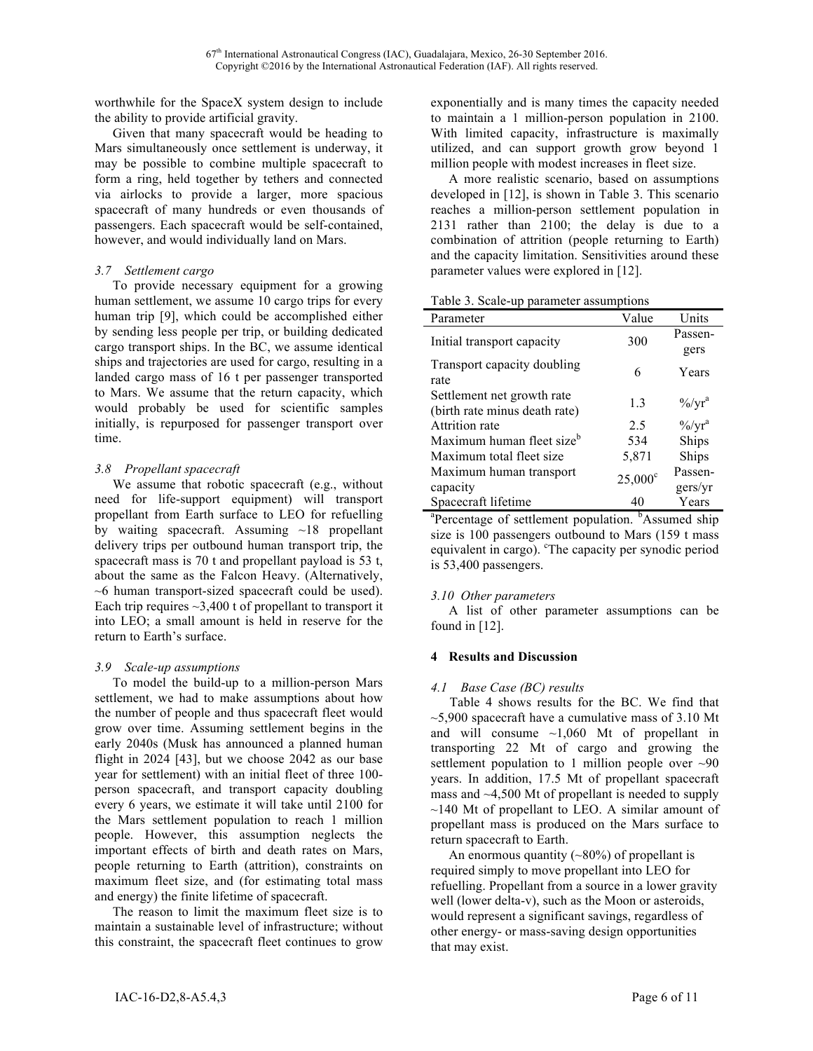worthwhile for the SpaceX system design to include the ability to provide artificial gravity.

Given that many spacecraft would be heading to Mars simultaneously once settlement is underway, it may be possible to combine multiple spacecraft to form a ring, held together by tethers and connected via airlocks to provide a larger, more spacious spacecraft of many hundreds or even thousands of passengers. Each spacecraft would be self-contained, however, and would individually land on Mars.

### *3.7 Settlement cargo*

To provide necessary equipment for a growing human settlement, we assume 10 cargo trips for every human trip [9], which could be accomplished either by sending less people per trip, or building dedicated cargo transport ships. In the BC, we assume identical ships and trajectories are used for cargo, resulting in a landed cargo mass of 16 t per passenger transported to Mars. We assume that the return capacity, which would probably be used for scientific samples initially, is repurposed for passenger transport over time.

### *3.8 Propellant spacecraft*

We assume that robotic spacecraft (e.g., without need for life-support equipment) will transport propellant from Earth surface to LEO for refuelling by waiting spacecraft. Assuming ~18 propellant delivery trips per outbound human transport trip, the spacecraft mass is 70 t and propellant payload is 53 t, about the same as the Falcon Heavy. (Alternatively, ~6 human transport-sized spacecraft could be used). Each trip requires ~3,400 t of propellant to transport it into LEO; a small amount is held in reserve for the return to Earth's surface.

### *3.9 Scale-up assumptions*

To model the build-up to a million-person Mars settlement, we had to make assumptions about how the number of people and thus spacecraft fleet would grow over time. Assuming settlement begins in the early 2040s (Musk has announced a planned human flight in 2024 [43], but we choose 2042 as our base year for settlement) with an initial fleet of three 100-person spacecraft, and transport capacity doubling every 6 years, we estimate it will take until 2100 for the Mars settlement population to reach 1 million people. However, this assumption neglects the important effects of birth and death rates on Mars, people returning to Earth (attrition), constraints on maximum fleet size, and (for estimating total mass and energy) the finite lifetime of spacecraft.

The reason to limit the maximum fleet size is to maintain a sustainable level of infrastructure; without this constraint, the spacecraft fleet continues to grow exponentially and is many times the capacity needed to maintain a 1 million-person population in 2100. With limited capacity, infrastructure is maximally utilized, and can support growth grow beyond 1 million people with modest increases in fleet size.

A more realistic scenario, based on assumptions developed in [12], is shown in Table 3. This scenario reaches a million-person settlement population in 2131 rather than 2100; the delay is due to a combination of attrition (people returning to Earth) and the capacity limitation. Sensitivities around these parameter values were explored in [12].

Table 3. Scale-up parameter assumptions

| Parameter | Value | Units |
|---|---|---|
| Initial transport capacity | 300 | Passengers |
| Transport capacity doubling rate | 6 | Years |
| Settlement net growth rate (birth rate minus death rate) | 1.3 | %/yr[a] |
| Attrition rate | 2.5 | %/yr[a] |
| Maximum human fleet size[b] | 534 | Ships |
| Maximum total fleet size | 5,871 | Ships |
| Maximum human transport capacity | 25,000[c] | Passengers/yr |
| Spacecraft lifetime | 40 | Years |

[a]Percentage of settlement population. [b]Assumed ship size is 100 passengers outbound to Mars (159 t mass equivalent in cargo). [c]The capacity per synodic period is 53,400 passengers.

### *3.10 Other parameters*

A list of other parameter assumptions can be found in [12].

## **4 Results and Discussion**

### *4.1 Base Case (BC) results*

Table 4 shows results for the BC. We find that ~5,900 spacecraft have a cumulative mass of 3.10 Mt and will consume ~1,060 Mt of propellant in transporting 22 Mt of cargo and growing the settlement population to 1 million people over ~90 years. In addition, 17.5 Mt of propellant spacecraft mass and ~4,500 Mt of propellant is needed to supply ~140 Mt of propellant to LEO. A similar amount of propellant mass is produced on the Mars surface to return spacecraft to Earth.

An enormous quantity (~80%) of propellant is required simply to move propellant into LEO for refuelling. Propellant from a source in a lower gravity well (lower delta-v), such as the Moon or asteroids, would represent a significant savings, regardless of other energy- or mass-saving design opportunities that may exist.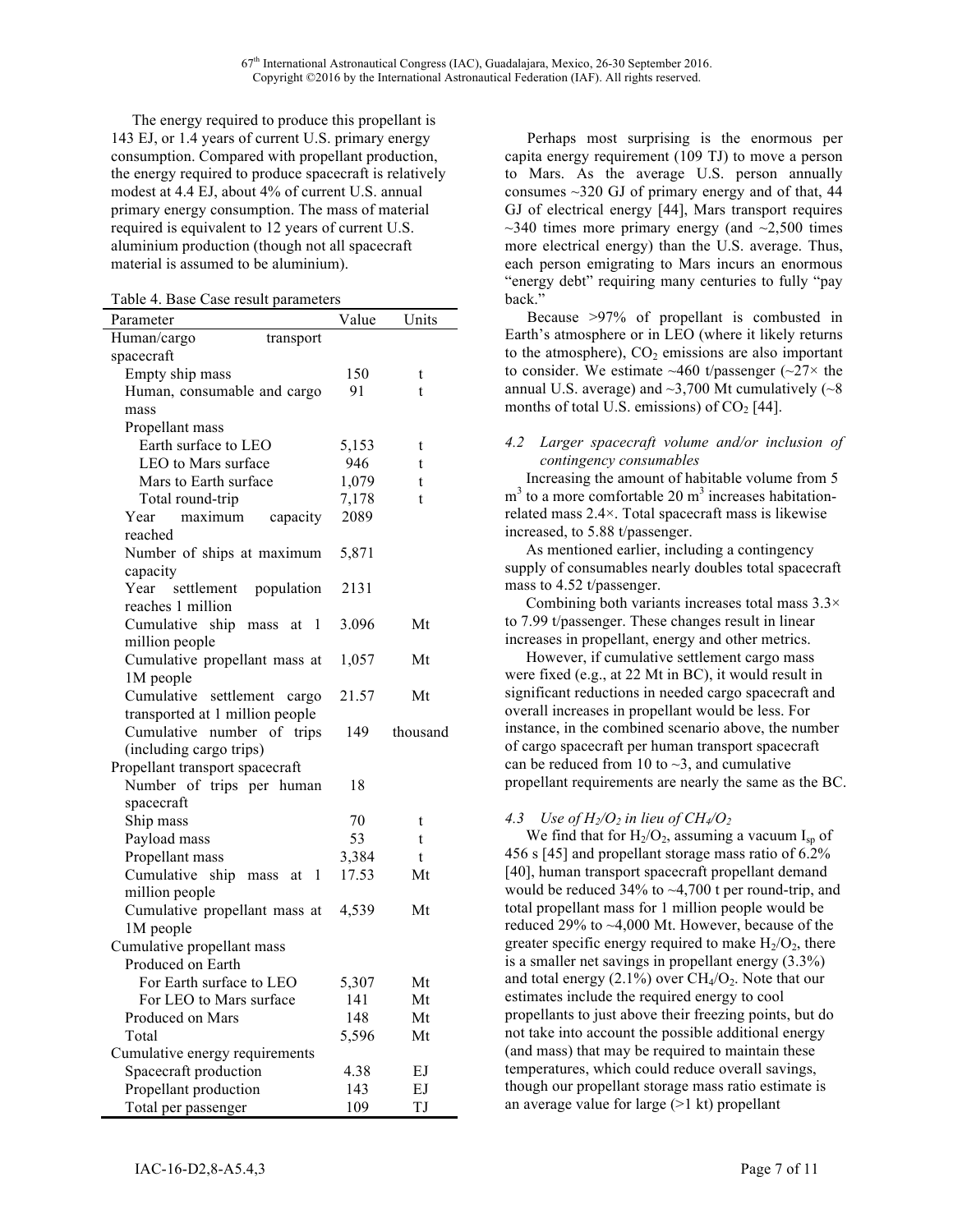The energy required to produce this propellant is 143 EJ, or 1.4 years of current U.S. primary energy consumption. Compared with propellant production, the energy required to produce spacecraft is relatively modest at 4.4 EJ, about 4% of current U.S. annual primary energy consumption. The mass of material required is equivalent to 12 years of current U.S. aluminium production (though not all spacecraft material is assumed to be aluminium).

Table 4. Base Case result parameters

| Parameter | Value | Units |
|---|---|---|
| Human/cargo transport spacecraft | | |
| Empty ship mass | 150 | t |
| Human, consumable and cargo mass | 91 | t |
| Propellant mass | | |
| Earth surface to LEO | 5,153 | t |
| LEO to Mars surface | 946 | t |
| Mars to Earth surface | 1,079 | t |
| Total round-trip | 7,178 | t |
| Year maximum capacity reached | 2089 | |
| Number of ships at maximum capacity | 5,871 | |
| Year settlement population reaches 1 million | 2131 | |
| Cumulative ship mass at 1 million people | 3.096 | Mt |
| Cumulative propellant mass at 1M people | 1,057 | Mt |
| Cumulative settlement cargo transported at 1 million people | 21.57 | Mt |
| Cumulative number of trips (including cargo trips) | 149 | thousand |
| Propellant transport spacecraft | | |
| Number of trips per human spacecraft | 18 | |
| Ship mass | 70 | t |
| Payload mass | 53 | t |
| Propellant mass | 3,384 | t |
| Cumulative ship mass at 1 million people | 17.53 | Mt |
| Cumulative propellant mass at 1M people | 4,539 | Mt |
| Cumulative propellant mass | | |
| Produced on Earth | | |
| For Earth surface to LEO | 5,307 | Mt |
| For LEO to Mars surface | 141 | Mt |
| Produced on Mars | 148 | Mt |
| Total | 5,596 | Mt |
| Cumulative energy requirements | | |
| Spacecraft production | 4.38 | EJ |
| Propellant production | 143 | EJ |
| Total per passenger | 109 | TJ |

Perhaps most surprising is the enormous per capita energy requirement (109 TJ) to move a person to Mars. As the average U.S. person annually consumes ~320 GJ of primary energy and of that, 44 GJ of electrical energy [44], Mars transport requires ~340 times more primary energy (and ~2,500 times more electrical energy) than the U.S. average. Thus, each person emigrating to Mars incurs an enormous "energy debt" requiring many centuries to fully "pay back."

Because >97% of propellant is combusted in Earth's atmosphere or in LEO (where it likely returns to the atmosphere), $CO_2$ emissions are also important to consider. We estimate ~460 t/passenger (~27× the annual U.S. average) and ~3,700 Mt cumulatively (~8 months of total U.S. emissions) of $CO_2$ [44].

### *4.2 Larger spacecraft volume and/or inclusion of contingency consumables*

Increasing the amount of habitable volume from 5 $m^3$ to a more comfortable 20 $m^3$ increases habitation-related mass 2.4×. Total spacecraft mass is likewise increased, to 5.88 t/passenger.

As mentioned earlier, including a contingency supply of consumables nearly doubles total spacecraft mass to 4.52 t/passenger.

Combining both variants increases total mass 3.3× to 7.99 t/passenger. These changes result in linear increases in propellant, energy and other metrics.

However, if cumulative settlement cargo mass were fixed (e.g., at 22 Mt in BC), it would result in significant reductions in needed cargo spacecraft and overall increases in propellant would be less. For instance, in the combined scenario above, the number of cargo spacecraft per human transport spacecraft can be reduced from 10 to ~3, and cumulative propellant requirements are nearly the same as the BC.

### *4.3 Use of $H_2/O_2$ in lieu of $CH_4/O_2$*

We find that for $H_2/O_2$, assuming a vacuum $I_{sp}$ of 456 s [45] and propellant storage mass ratio of 6.2% [40], human transport spacecraft propellant demand would be reduced 34% to ~4,700 t per round-trip, and total propellant mass for 1 million people would be reduced 29% to ~4,000 Mt. However, because of the greater specific energy required to make $H_2/O_2$, there is a smaller net savings in propellant energy (3.3%) and total energy (2.1%) over $CH_4/O_2$. Note that our estimates include the required energy to cool propellants to just above their freezing points, but do not take into account the possible additional energy (and mass) that may be required to maintain these temperatures, which could reduce overall savings, though our propellant storage mass ratio estimate is an average value for large (>1 kt) propellant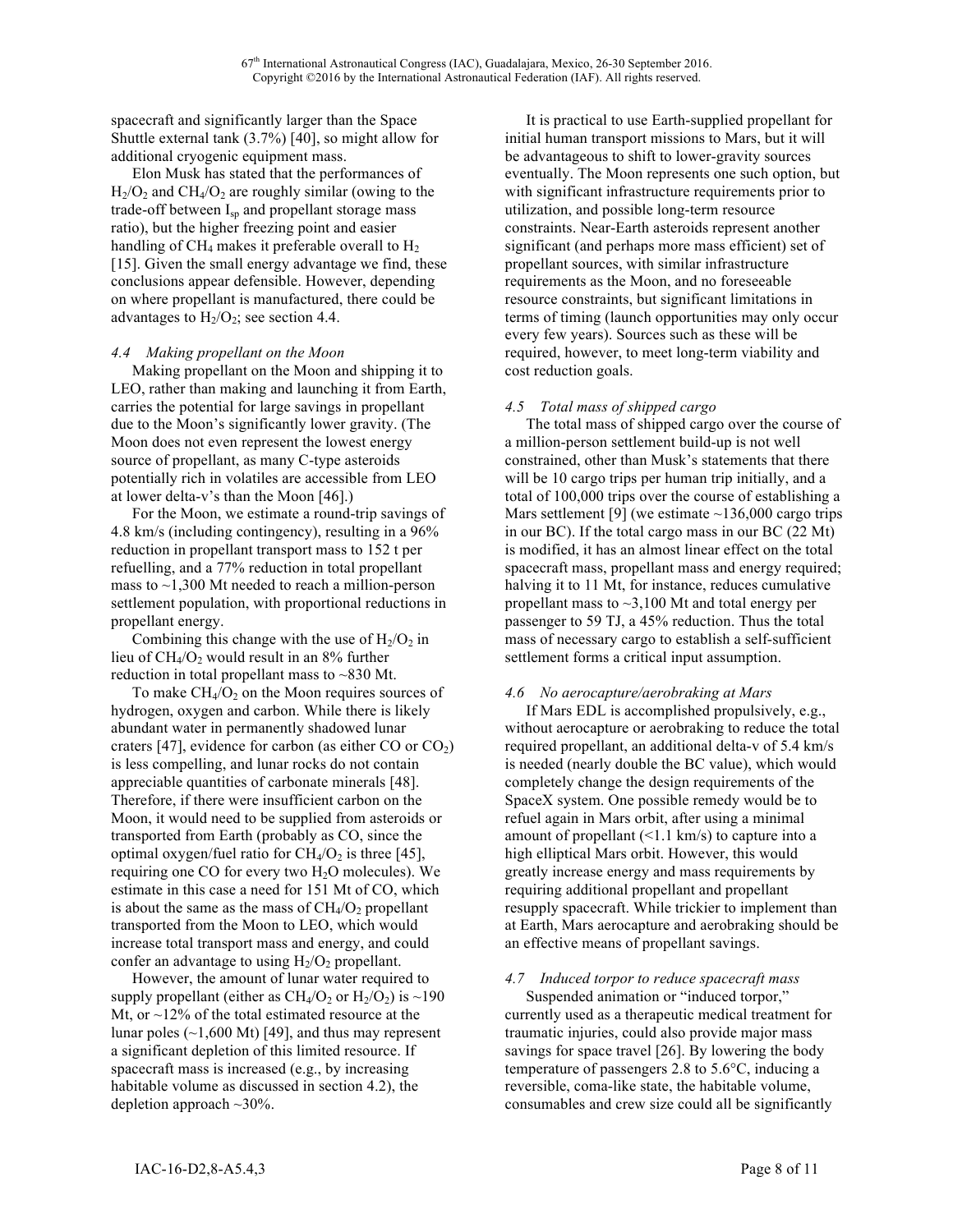spacecraft and significantly larger than the Space Shuttle external tank (3.7%) [40], so might allow for additional cryogenic equipment mass.

Elon Musk has stated that the performances of $H_2/O_2$ and $CH_4/O_2$ are roughly similar (owing to the trade-off between $I_{sp}$ and propellant storage mass ratio), but the higher freezing point and easier handling of $CH_4$ makes it preferable overall to $H_2$ [15]. Given the small energy advantage we find, these conclusions appear defensible. However, depending on where propellant is manufactured, there could be advantages to $H_2/O_2$; see section 4.4.

### *4.4 Making propellant on the Moon*

Making propellant on the Moon and shipping it to LEO, rather than making and launching it from Earth, carries the potential for large savings in propellant due to the Moon's significantly lower gravity. (The Moon does not even represent the lowest energy source of propellant, as many C-type asteroids potentially rich in volatiles are accessible from LEO at lower delta-v's than the Moon [46].)

For the Moon, we estimate a round-trip savings of 4.8 km/s (including contingency), resulting in a 96% reduction in propellant transport mass to 152 t per refuelling, and a 77% reduction in total propellant mass to ~1,300 Mt needed to reach a million-person settlement population, with proportional reductions in propellant energy.

Combining this change with the use of $H_2/O_2$ in lieu of $CH_4/O_2$ would result in an 8% further reduction in total propellant mass to ~830 Mt.

To make $CH_4/O_2$ on the Moon requires sources of hydrogen, oxygen and carbon. While there is likely abundant water in permanently shadowed lunar craters [47], evidence for carbon (as either CO or $CO_2$) is less compelling, and lunar rocks do not contain appreciable quantities of carbonate minerals [48]. Therefore, if there were insufficient carbon on the Moon, it would need to be supplied from asteroids or transported from Earth (probably as CO, since the optimal oxygen/fuel ratio for $CH_4/O_2$ is three [45], requiring one CO for every two $H_2O$ molecules). We estimate in this case a need for 151 Mt of CO, which is about the same as the mass of $CH_4/O_2$ propellant transported from the Moon to LEO, which would increase total transport mass and energy, and could confer an advantage to using $H_2/O_2$ propellant.

However, the amount of lunar water required to supply propellant (either as $CH_4/O_2$ or $H_2/O_2$) is ~190 Mt, or ~12% of the total estimated resource at the lunar poles (~1,600 Mt) [49], and thus may represent a significant depletion of this limited resource. If spacecraft mass is increased (e.g., by increasing habitable volume as discussed in section 4.2), the depletion approach ~30%.

It is practical to use Earth-supplied propellant for initial human transport missions to Mars, but it will be advantageous to shift to lower-gravity sources eventually. The Moon represents one such option, but with significant infrastructure requirements prior to utilization, and possible long-term resource constraints. Near-Earth asteroids represent another significant (and perhaps more mass efficient) set of propellant sources, with similar infrastructure requirements as the Moon, and no foreseeable resource constraints, but significant limitations in terms of timing (launch opportunities may only occur every few years). Sources such as these will be required, however, to meet long-term viability and cost reduction goals.

### *4.5 Total mass of shipped cargo*

The total mass of shipped cargo over the course of a million-person settlement build-up is not well constrained, other than Musk's statements that there will be 10 cargo trips per human trip initially, and a total of 100,000 trips over the course of establishing a Mars settlement [9] (we estimate ~136,000 cargo trips in our BC). If the total cargo mass in our BC (22 Mt) is modified, it has an almost linear effect on the total spacecraft mass, propellant mass and energy required; halving it to 11 Mt, for instance, reduces cumulative propellant mass to ~3,100 Mt and total energy per passenger to 59 TJ, a 45% reduction. Thus the total mass of necessary cargo to establish a self-sufficient settlement forms a critical input assumption.

### *4.6 No aerocapture/aerobraking at Mars*

If Mars EDL is accomplished propulsively, e.g., without aerocapture or aerobraking to reduce the total required propellant, an additional delta-v of 5.4 km/s is needed (nearly double the BC value), which would completely change the design requirements of the SpaceX system. One possible remedy would be to refuel again in Mars orbit, after using a minimal amount of propellant (<1.1 km/s) to capture into a high elliptical Mars orbit. However, this would greatly increase energy and mass requirements by requiring additional propellant and propellant resupply spacecraft. While trickier to implement than at Earth, Mars aerocapture and aerobraking should be an effective means of propellant savings.

### *4.7 Induced torpor to reduce spacecraft mass*

Suspended animation or "induced torpor," currently used as a therapeutic medical treatment for traumatic injuries, could also provide major mass savings for space travel [26]. By lowering the body temperature of passengers 2.8 to 5.6°C, inducing a reversible, coma-like state, the habitable volume, consumables and crew size could all be significantly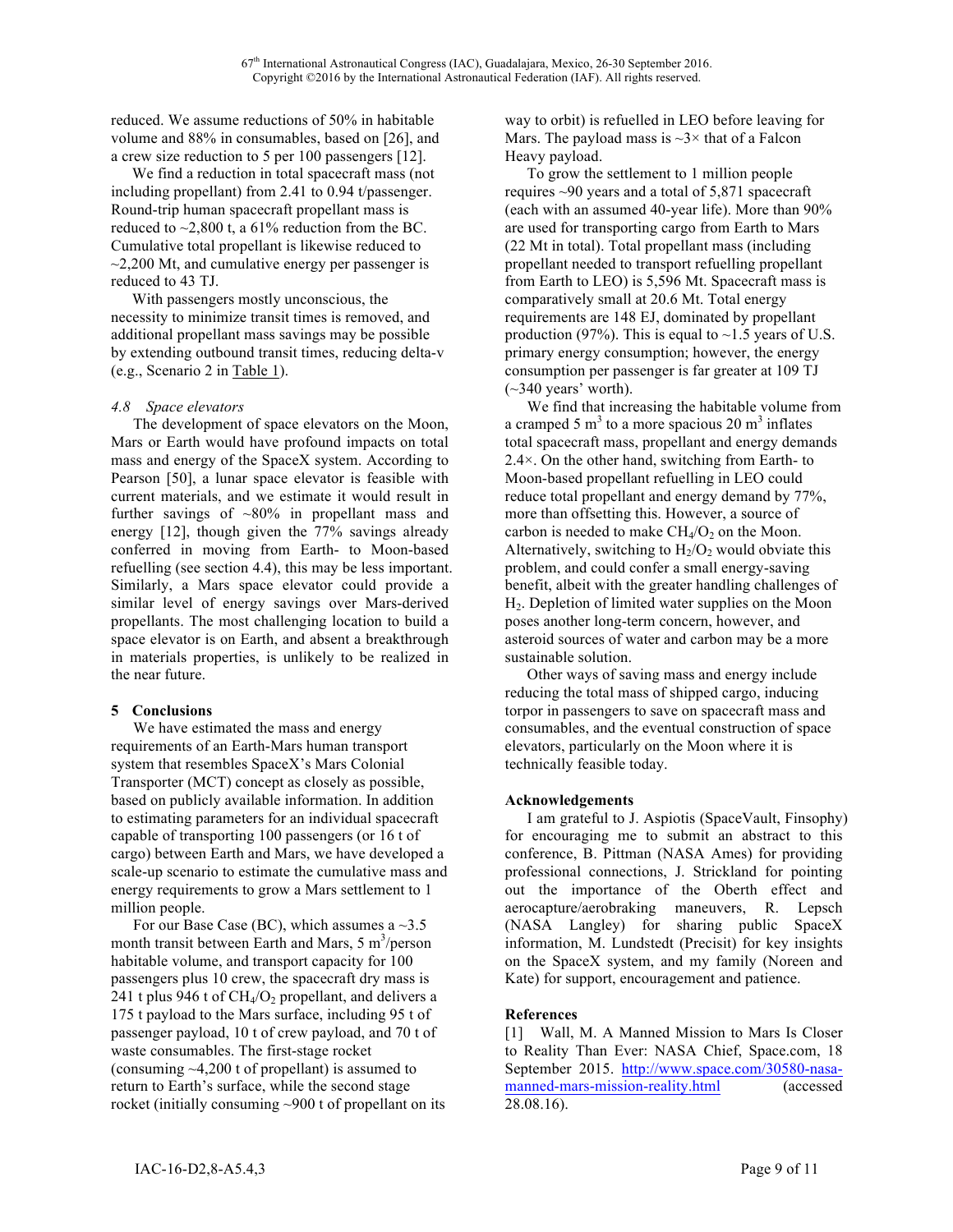reduced. We assume reductions of 50% in habitable volume and 88% in consumables, based on [26], and a crew size reduction to 5 per 100 passengers [12].

We find a reduction in total spacecraft mass (not including propellant) from 2.41 to 0.94 t/passenger. Round-trip human spacecraft propellant mass is reduced to ~2,800 t, a 61% reduction from the BC. Cumulative total propellant is likewise reduced to ~2,200 Mt, and cumulative energy per passenger is reduced to 43 TJ.

With passengers mostly unconscious, the necessity to minimize transit times is removed, and additional propellant mass savings may be possible by extending outbound transit times, reducing delta-v (e.g., Scenario 2 in Table 1).

### 4.8 Space elevators

The development of space elevators on the Moon, Mars or Earth would have profound impacts on total mass and energy of the SpaceX system. According to Pearson [50], a lunar space elevator is feasible with current materials, and we estimate it would result in further savings of ~80% in propellant mass and energy [12], though given the 77% savings already conferred in moving from Earth- to Moon-based refuelling (see section 4.4), this may be less important. Similarly, a Mars space elevator could provide a similar level of energy savings over Mars-derived propellants. The most challenging location to build a space elevator is on Earth, and absent a breakthrough in materials properties, is unlikely to be realized in the near future.

## 5 Conclusions

We have estimated the mass and energy requirements of an Earth-Mars human transport system that resembles SpaceX's Mars Colonial Transporter (MCT) concept as closely as possible, based on publicly available information. In addition to estimating parameters for an individual spacecraft capable of transporting 100 passengers (or 16 t of cargo) between Earth and Mars, we have developed a scale-up scenario to estimate the cumulative mass and energy requirements to grow a Mars settlement to 1 million people.

For our Base Case (BC), which assumes a ~3.5 month transit between Earth and Mars, 5 $m^3$/person habitable volume, and transport capacity for 100 passengers plus 10 crew, the spacecraft dry mass is 241 t plus 946 t of $CH_4/O_2$ propellant, and delivers a 175 t payload to the Mars surface, including 95 t of passenger payload, 10 t of crew payload, and 70 t of waste consumables. The first-stage rocket (consuming ~4,200 t of propellant) is assumed to return to Earth's surface, while the second stage rocket (initially consuming ~900 t of propellant on its way to orbit) is refuelled in LEO before leaving for Mars. The payload mass is ~3× that of a Falcon Heavy payload.

To grow the settlement to 1 million people requires ~90 years and a total of 5,871 spacecraft (each with an assumed 40-year life). More than 90% are used for transporting cargo from Earth to Mars (22 Mt in total). Total propellant mass (including propellant needed to transport refuelling propellant from Earth to LEO) is 5,596 Mt. Spacecraft mass is comparatively small at 20.6 Mt. Total energy requirements are 148 EJ, dominated by propellant production (97%). This is equal to ~1.5 years of U.S. primary energy consumption; however, the energy consumption per passenger is far greater at 109 TJ (~340 years' worth).

We find that increasing the habitable volume from a cramped 5 $m^3$ to a more spacious 20 $m^3$ inflates total spacecraft mass, propellant and energy demands 2.4×. On the other hand, switching from Earth- to Moon-based propellant refuelling in LEO could reduce total propellant and energy demand by 77%, more than offsetting this. However, a source of carbon is needed to make $CH_4/O_2$ on the Moon. Alternatively, switching to $H_2/O_2$ would obviate this problem, and could confer a small energy-saving benefit, albeit with the greater handling challenges of $H_2$. Depletion of limited water supplies on the Moon poses another long-term concern, however, and asteroid sources of water and carbon may be a more sustainable solution.

Other ways of saving mass and energy include reducing the total mass of shipped cargo, inducing torpor in passengers to save on spacecraft mass and consumables, and the eventual construction of space elevators, particularly on the Moon where it is technically feasible today.

## Acknowledgements

I am grateful to J. Aspiotis (SpaceVault, Finsophy) for encouraging me to submit an abstract to this conference, B. Pittman (NASA Ames) for providing professional connections, J. Strickland for pointing out the importance of the Oberth effect and aerocapture/aerobraking maneuvers, R. Lepsch (NASA Langley) for sharing public SpaceX information, M. Lundstedt (Precisit) for key insights on the SpaceX system, and my family (Noreen and Kate) for support, encouragement and patience.

## References

[1] Wall, M. A Manned Mission to Mars Is Closer to Reality Than Ever: NASA Chief, Space.com, 18 September 2015. http://www.space.com/30580-nasa-manned-mars-mission-reality.html (accessed 28.08.16).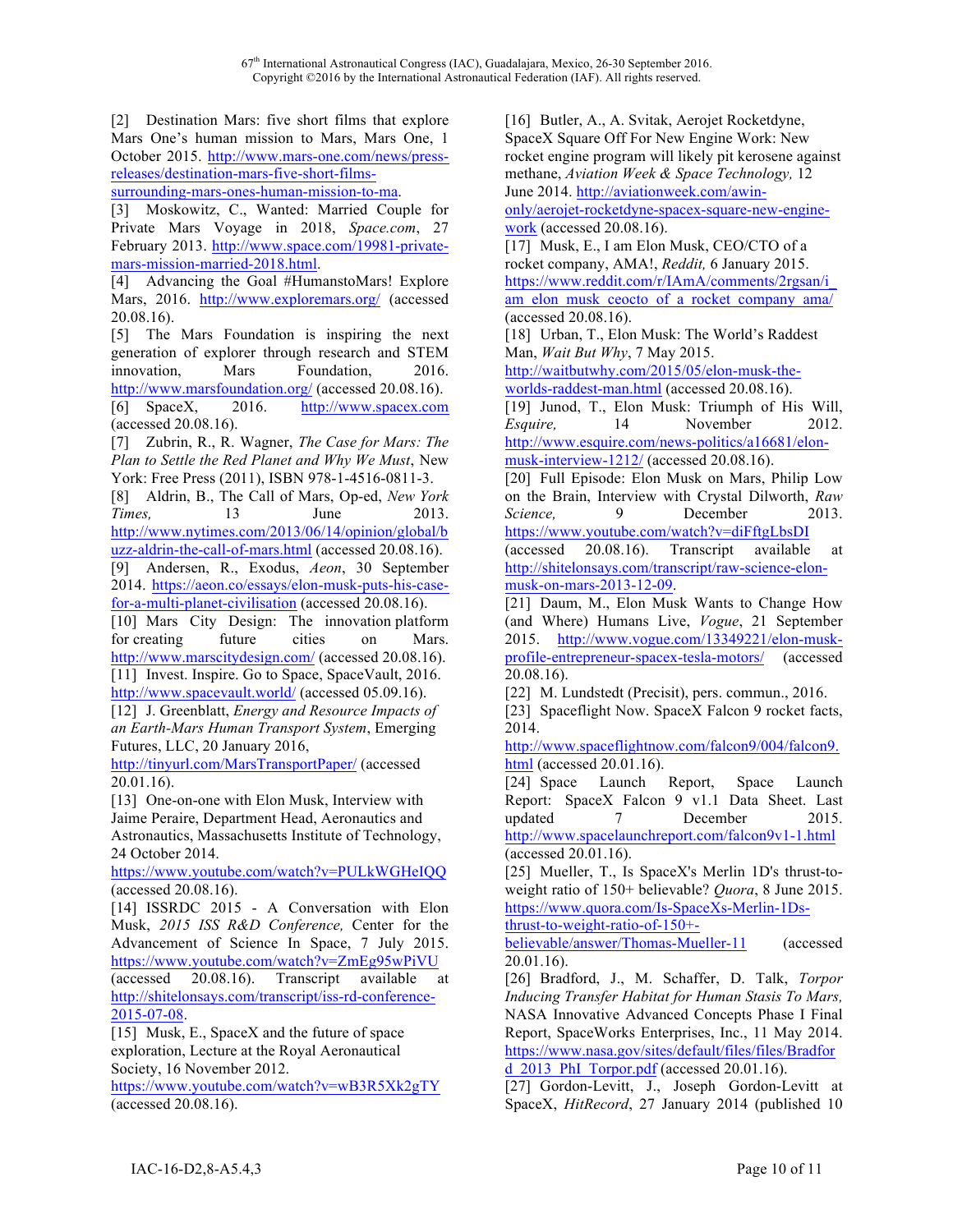[2] Destination Mars: five short films that explore Mars One's human mission to Mars, Mars One, 1 October 2015. http://www.mars-one.com/news/press-releases/destination-mars-five-short-films-surrounding-mars-ones-human-mission-to-ma.

[3] Moskowitz, C., Wanted: Married Couple for Private Mars Voyage in 2018, *Space.com*, 27 February 2013. http://www.space.com/19981-private-mars-mission-married-2018.html.

[4] Advancing the Goal #HumanstoMars! Explore Mars, 2016. http://www.exploremars.org/ (accessed 20.08.16).

[5] The Mars Foundation is inspiring the next generation of explorer through research and STEM innovation, Mars Foundation, 2016. http://www.marsfoundation.org/ (accessed 20.08.16).

[6] SpaceX, 2016. http://www.spacex.com (accessed 20.08.16).

[7] Zubrin, R., R. Wagner, *The Case for Mars: The Plan to Settle the Red Planet and Why We Must*, New York: Free Press (2011), ISBN 978-1-4516-0811-3.

[8] Aldrin, B., The Call of Mars, Op-ed, *New York Times,* 13 June 2013. http://www.nytimes.com/2013/06/14/opinion/global/buzz-aldrin-the-call-of-mars.html (accessed 20.08.16).

[9] Andersen, R., Exodus, *Aeon*, 30 September 2014. https://aeon.co/essays/elon-musk-puts-his-case-for-a-multi-planet-civilisation (accessed 20.08.16).

[10] Mars City Design: The innovation platform for creating future cities on Mars. http://www.marscitydesign.com/ (accessed 20.08.16).

[11] Invest. Inspire. Go to Space, SpaceVault, 2016. http://www.spacevault.world/ (accessed 05.09.16).

[12] J. Greenblatt, *Energy and Resource Impacts of an Earth-Mars Human Transport System*, Emerging Futures, LLC, 20 January 2016, http://tinyurl.com/MarsTransportPaper/ (accessed 20.01.16).

[13] One-on-one with Elon Musk, Interview with Jaime Peraire, Department Head, Aeronautics and Astronautics, Massachusetts Institute of Technology, 24 October 2014. https://www.youtube.com/watch?v=PULkWGHeIQQ (accessed 20.08.16).

[14] ISSRDC 2015 - A Conversation with Elon Musk, *2015 ISS R&D Conference,* Center for the Advancement of Science In Space, 7 July 2015. https://www.youtube.com/watch?v=ZmEg95wPiVU (accessed 20.08.16). Transcript available at http://shitelonsays.com/transcript/iss-rd-conference-2015-07-08.

[15] Musk, E., SpaceX and the future of space exploration, Lecture at the Royal Aeronautical Society, 16 November 2012. https://www.youtube.com/watch?v=wB3R5Xk2gTY (accessed 20.08.16).

[16] Butler, A., A. Svitak, Aerojet Rocketdyne, SpaceX Square Off For New Engine Work: New rocket engine program will likely pit kerosene against methane, *Aviation Week & Space Technology,* 12 June 2014. http://aviationweek.com/awin-only/aerojet-rocketdyne-spacex-square-new-engine-work (accessed 20.08.16).

[17] Musk, E., I am Elon Musk, CEO/CTO of a rocket company, AMA!, *Reddit,* 6 January 2015. https://www.reddit.com/r/IAmA/comments/2rgsan/i_am_elon_musk_ceocto_of_a_rocket_company_ama/ (accessed 20.08.16).

[18] Urban, T., Elon Musk: The World's Raddest Man, *Wait But Why*, 7 May 2015. http://waitbutwhy.com/2015/05/elon-musk-the-worlds-raddest-man.html (accessed 20.08.16).

[19] Junod, T., Elon Musk: Triumph of His Will, *Esquire,* 14 November 2012. http://www.esquire.com/news-politics/a16681/elon-musk-interview-1212/ (accessed 20.08.16).

[20] Full Episode: Elon Musk on Mars, Philip Low on the Brain, Interview with Crystal Dilworth, *Raw Science,* 9 December 2013. https://www.youtube.com/watch?v=diFftgLbsDI (accessed 20.08.16). Transcript available at http://shitelonsays.com/transcript/raw-science-elon-musk-on-mars-2013-12-09.

[21] Daum, M., Elon Musk Wants to Change How (and Where) Humans Live, *Vogue*, 21 September 2015. http://www.vogue.com/13349221/elon-musk-profile-entrepreneur-spacex-tesla-motors/ (accessed 20.08.16).

[22] M. Lundstedt (Precisit), pers. commun., 2016.

[23] Spaceflight Now. SpaceX Falcon 9 rocket facts, 2014. http://www.spaceflightnow.com/falcon9/004/falcon9.html (accessed 20.01.16).

[24] Space Launch Report, Space Launch Report: SpaceX Falcon 9 v1.1 Data Sheet. Last updated 7 December 2015. http://www.spacelaunchreport.com/falcon9v1-1.html (accessed 20.01.16).

[25] Mueller, T., Is SpaceX's Merlin 1D's thrust-to-weight ratio of 150+ believable? *Quora*, 8 June 2015. https://www.quora.com/Is-SpaceXs-Merlin-1Ds-thrust-to-weight-ratio-of-150+-believable/answer/Thomas-Mueller-11 (accessed 20.01.16).

[26] Bradford, J., M. Schaffer, D. Talk, *Torpor Inducing Transfer Habitat for Human Stasis To Mars,* NASA Innovative Advanced Concepts Phase I Final Report, SpaceWorks Enterprises, Inc., 11 May 2014. https://www.nasa.gov/sites/default/files/files/Bradford_2013_PhI_Torpor.pdf (accessed 20.01.16).

[27] Gordon-Levitt, J., Joseph Gordon-Levitt at SpaceX, *HitRecord*, 27 January 2014 (published 10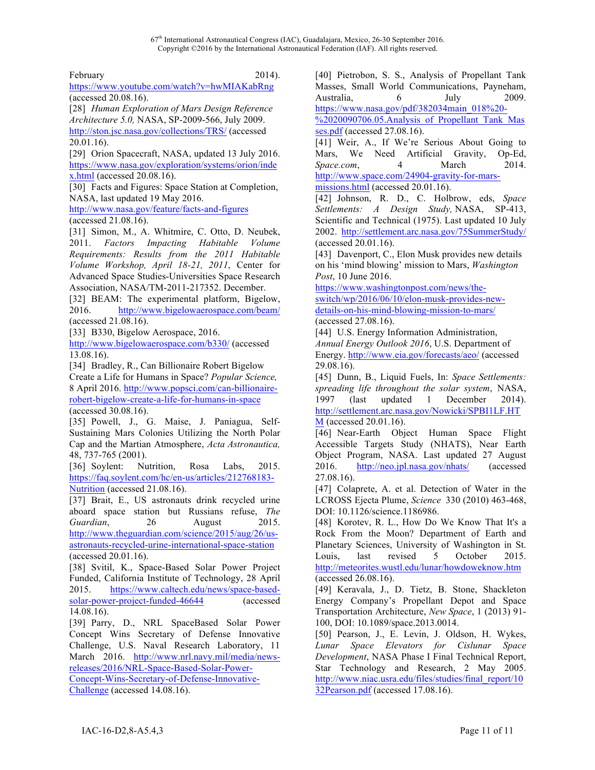February 2014). https://www.youtube.com/watch?v=hwMIAKabRng (accessed 20.08.16).

[28] *Human Exploration of Mars Design Reference Architecture 5.0,* NASA, SP-2009-566, July 2009. http://ston.jsc.nasa.gov/collections/TRS/ (accessed 20.01.16).

[29] Orion Spacecraft, NASA, updated 13 July 2016. https://www.nasa.gov/exploration/systems/orion/index.html (accessed 20.08.16).

[30] Facts and Figures: Space Station at Completion, NASA, last updated 19 May 2016. http://www.nasa.gov/feature/facts-and-figures (accessed 21.08.16).

[31] Simon, M., A. Whitmire, C. Otto, D. Neubek, 2011. *Factors Impacting Habitable Volume Requirements: Results from the 2011 Habitable Volume Workshop, April 18-21, 2011*, Center for Advanced Space Studies-Universities Space Research Association, NASA/TM-2011-217352. December.

[32] BEAM: The experimental platform, Bigelow, 2016. http://www.bigelowaerospace.com/beam/ (accessed 21.08.16).

[33] B330, Bigelow Aerospace, 2016. http://www.bigelowaerospace.com/b330/ (accessed 13.08.16).

[34] Bradley, R., Can Billionaire Robert Bigelow Create a Life for Humans in Space? *Popular Science,* 8 April 2016. http://www.popsci.com/can-billionaire-robert-bigelow-create-a-life-for-humans-in-space (accessed 30.08.16).

[35] Powell, J., G. Maise, J. Paniagua, Self-Sustaining Mars Colonies Utilizing the North Polar Cap and the Martian Atmosphere, *Acta Astronautica,* 48, 737-765 (2001).

[36] Soylent: Nutrition, Rosa Labs, 2015. https://faq.soylent.com/hc/en-us/articles/212768183-Nutrition (accessed 21.08.16).

[37] Brait, E., US astronauts drink recycled urine aboard space station but Russians refuse, *The Guardian*, 26 August 2015. http://www.theguardian.com/science/2015/aug/26/us-astronauts-recycled-urine-international-space-station (accessed 20.01.16).

[38] Svitil, K., Space-Based Solar Power Project Funded, California Institute of Technology, 28 April 2015. https://www.caltech.edu/news/space-based-solar-power-project-funded-46644 (accessed 14.08.16).

[39] Parry, D., NRL SpaceBased Solar Power Concept Wins Secretary of Defense Innovative Challenge, U.S. Naval Research Laboratory, 11 March 2016. http://www.nrl.navy.mil/media/news-releases/2016/NRL-Space-Based-Solar-Power-Concept-Wins-Secretary-of-Defense-Innovative-Challenge (accessed 14.08.16).

[40] Pietrobon, S. S., Analysis of Propellant Tank Masses, Small World Communications, Payneham, Australia, 6 July 2009. https://www.nasa.gov/pdf/382034main_018%20-%2020090706.05.Analysis_of_Propellant_Tank_Masses.pdf (accessed 27.08.16).

[41] Weir, A., If We're Serious About Going to Mars, We Need Artificial Gravity, Op-Ed, *Space.com*, 4 March 2014. http://www.space.com/24904-gravity-for-mars-missions.html (accessed 20.01.16).

[42] Johnson, R. D., C. Holbrow, eds, *Space Settlements: A Design Study,* NASA, SP-413, Scientific and Technical (1975). Last updated 10 July 2002. http://settlement.arc.nasa.gov/75SummerStudy/ (accessed 20.01.16).

[43] Davenport, C., Elon Musk provides new details on his 'mind blowing' mission to Mars, *Washington Post*, 10 June 2016. https://www.washingtonpost.com/news/the-switch/wp/2016/06/10/elon-musk-provides-new-details-on-his-mind-blowing-mission-to-mars/ (accessed 27.08.16).

[44] U.S. Energy Information Administration, *Annual Energy Outlook 2016*, U.S. Department of Energy. http://www.eia.gov/forecasts/aeo/ (accessed 29.08.16).

[45] Dunn, B., Liquid Fuels, In: *Space Settlements: spreading life throughout the solar system*, NASA, 1997 (last updated 1 December 2014). http://settlement.arc.nasa.gov/Nowicki/SPBI1LF.HTM (accessed 20.01.16).

[46] Near-Earth Object Human Space Flight Accessible Targets Study (NHATS), Near Earth Object Program, NASA. Last updated 27 August 2016. http://neo.jpl.nasa.gov/nhats/ (accessed 27.08.16).

[47] Colaprete, A. et al. Detection of Water in the LCROSS Ejecta Plume, *Science* 330 (2010) 463-468, DOI: 10.1126/science.1186986.

[48] Korotev, R. L., How Do We Know That It's a Rock From the Moon? Department of Earth and Planetary Sciences, University of Washington in St. Louis, last revised 5 October 2015. http://meteorites.wustl.edu/lunar/howdoweknow.htm (accessed 26.08.16).

[49] Keravala, J., D. Tietz, B. Stone, Shackleton Energy Company's Propellant Depot and Space Transportation Architecture, *New Space*, 1 (2013) 91-100, DOI: 10.1089/space.2013.0014.

[50] Pearson, J., E. Levin, J. Oldson, H. Wykes, *Lunar Space Elevators for Cislunar Space Development*, NASA Phase I Final Technical Report, Star Technology and Research, 2 May 2005. http://www.niac.usra.edu/files/studies/final_report/1032Pearson.pdf (accessed 17.08.16).